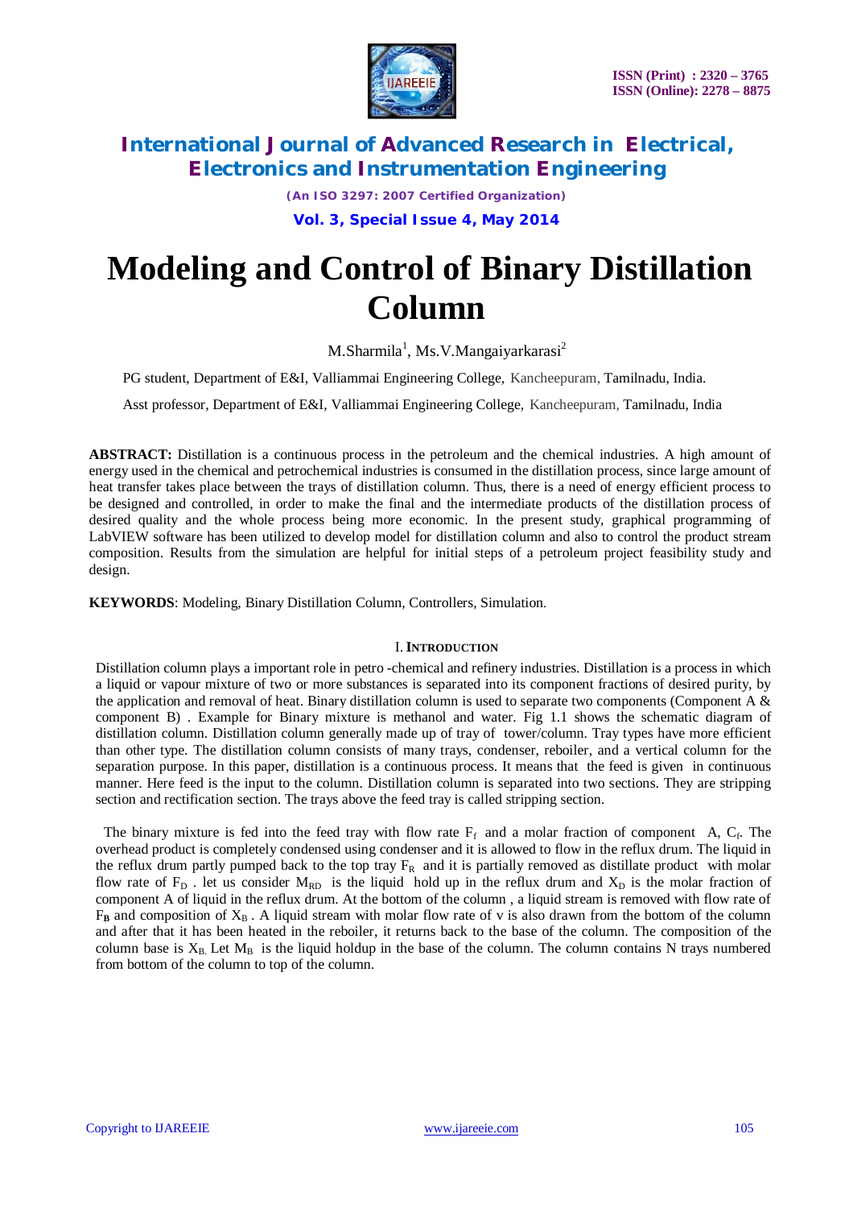# Modeling and Control of Binary Distillation Column

M.Sharmila[1], Ms.V.Mangaiyarkarasi[2]

PG student, Department of E&I, Valliammai Engineering College, Kancheepuram, Tamilnadu, India.

Asst professor, Department of E&I, Valliammai Engineering College, Kancheepuram, Tamilnadu, India

**ABSTRACT:** Distillation is a continuous process in the petroleum and the chemical industries. A high amount of energy used in the chemical and petrochemical industries is consumed in the distillation process, since large amount of heat transfer takes place between the trays of distillation column. Thus, there is a need of energy efficient process to be designed and controlled, in order to make the final and the intermediate products of the distillation process of desired quality and the whole process being more economic. In the present study, graphical programming of LabVIEW software has been utilized to develop model for distillation column and also to control the product stream composition. Results from the simulation are helpful for initial steps of a petroleum project feasibility study and design.

**KEYWORDS**: Modeling, Binary Distillation Column, Controllers, Simulation.

## I. Introduction

Distillation column plays a important role in petro -chemical and refinery industries. Distillation is a process in which a liquid or vapour mixture of two or more substances is separated into its component fractions of desired purity, by the application and removal of heat. Binary distillation column is used to separate two components (Component A & component B) . Example for Binary mixture is methanol and water. Fig 1.1 shows the schematic diagram of distillation column. Distillation column generally made up of tray of tower/column. Tray types have more efficient than other type. The distillation column consists of many trays, condenser, reboiler, and a vertical column for the separation purpose. In this paper, distillation is a continuous process. It means that the feed is given in continuous manner. Here feed is the input to the column. Distillation column is separated into two sections. They are stripping section and rectification section. The trays above the feed tray is called stripping section.

The binary mixture is fed into the feed tray with flow rate $F_f$ and a molar fraction of component A, $C_f$. The overhead product is completely condensed using condenser and it is allowed to flow in the reflux drum. The liquid in the reflux drum partly pumped back to the top tray $F_R$ and it is partially removed as distillate product with molar flow rate of $F_D$ . let us consider $M_{RD}$ is the liquid hold up in the reflux drum and $X_D$ is the molar fraction of component A of liquid in the reflux drum. At the bottom of the column , a liquid stream is removed with flow rate of $F_B$ and composition of $X_B$ . A liquid stream with molar flow rate of v is also drawn from the bottom of the column and after that it has been heated in the reboiler, it returns back to the base of the column. The composition of the column base is $X_B$. Let $M_B$ is the liquid holdup in the base of the column. The column contains N trays numbered from bottom of the column to top of the column.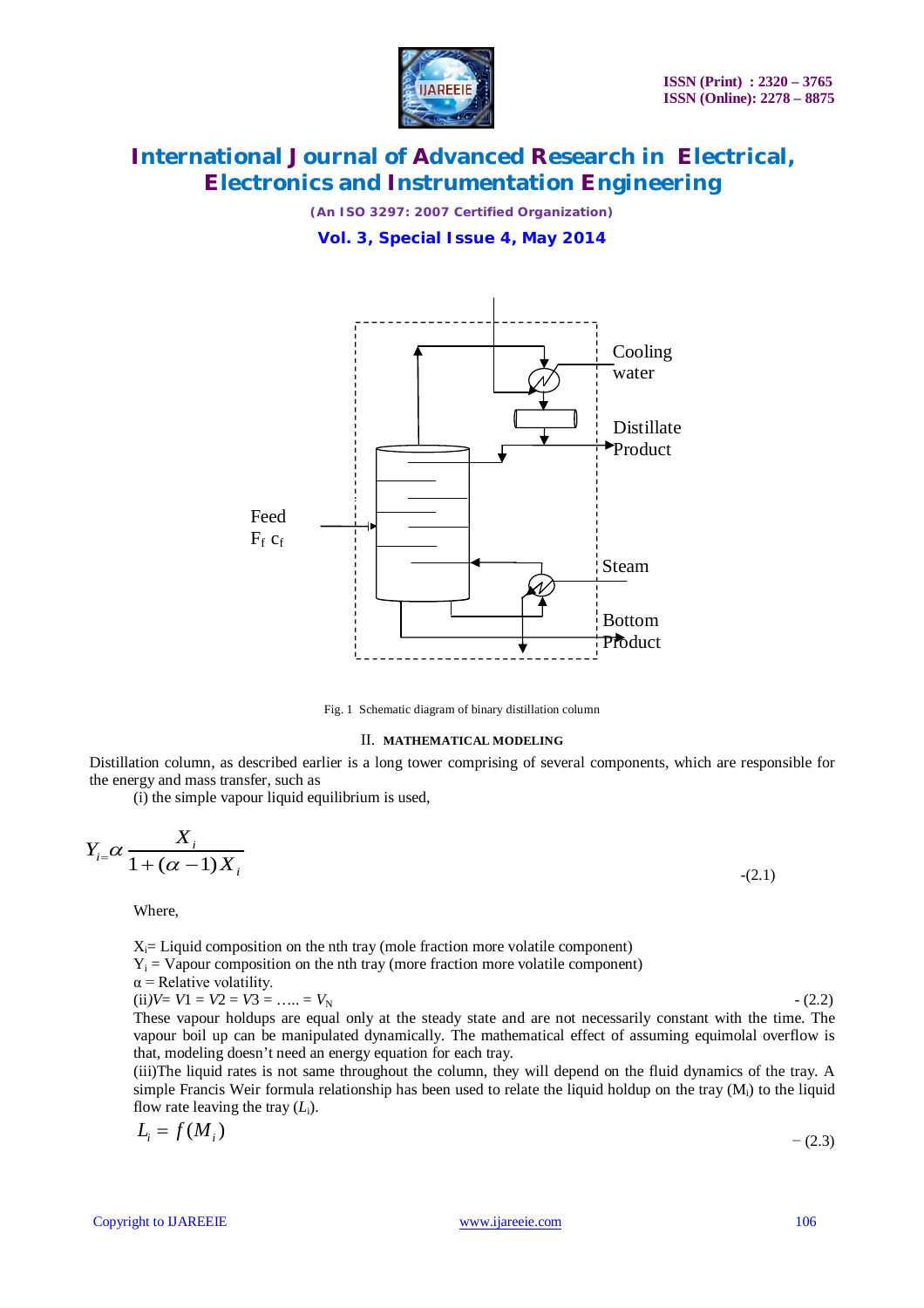Fig. 1 Schematic diagram of binary distillation column

## II. MATHEMATICAL MODELING

Distillation column, as described earlier is a long tower comprising of several components, which are responsible for the energy and mass transfer, such as

(i) the simple vapour liquid equilibrium is used,

$$Y_i = \alpha \frac{X_i}{1+(\alpha-1)X_i} \qquad -(2.1)$$

Where,

$X_i$= Liquid composition on the nth tray (mole fraction more volatile component)

$Y_i$ = Vapour composition on the nth tray (more fraction more volatile component)

$\alpha$ = Relative volatility.

(ii)$V = V1 = V2 = V3 = \ldots.. = V_N$ - (2.2)

These vapour holdups are equal only at the steady state and are not necessarily constant with the time. The vapour boil up can be manipulated dynamically. The mathematical effect of assuming equimolal overflow is that, modeling doesn't need an energy equation for each tray.

(iii)The liquid rates is not same throughout the column, they will depend on the fluid dynamics of the tray. A simple Francis Weir formula relationship has been used to relate the liquid holdup on the tray ($M_i$) to the liquid flow rate leaving the tray ($L_i$).

$$L_i = f(M_i) \qquad -(2.3)$$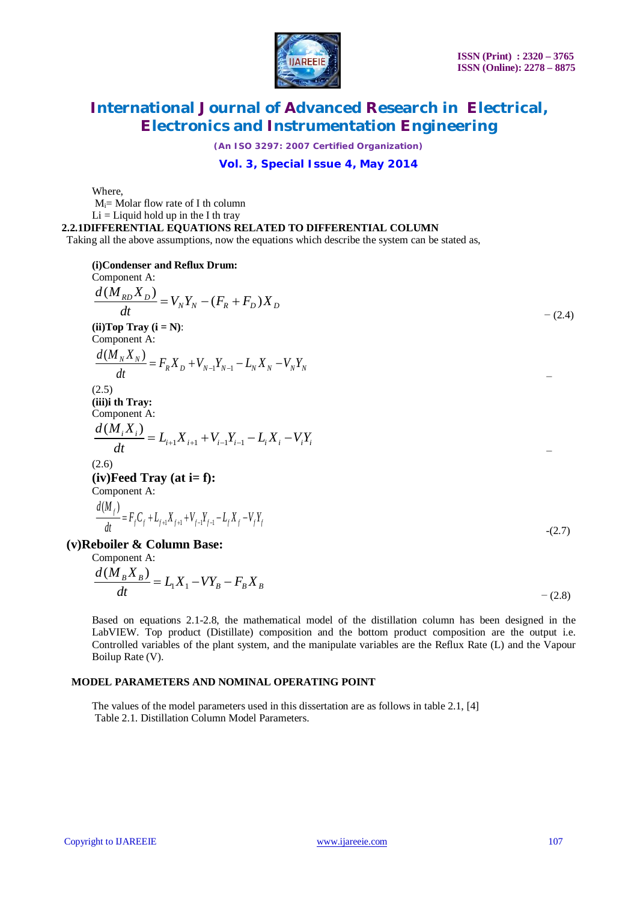Where,

$M_i$= Molar flow rate of I th column

Li = Liquid hold up in the I th tray

**2.2.1DIFFERENTIAL EQUATIONS RELATED TO DIFFERENTIAL COLUMN**

Taking all the above assumptions, now the equations which describe the system can be stated as,

**(i)Condenser and Reflux Drum:**

Component A:

$$\frac{d(M_{RD}X_D)}{dt} = V_N Y_N - (F_R + F_D)X_D \qquad -(2.4)$$

**(ii)Top Tray (i = N)**:

Component A:

$$\frac{d(M_N X_N)}{dt} = F_R X_D + V_{N-1}Y_{N-1} - L_N X_N - V_N Y_N \qquad -(2.5)$$

**(iii)i th Tray:**

Component A:

$$\frac{d(M_i X_i)}{dt} = L_{i+1}X_{i+1} + V_{i-1}Y_{i-1} - L_i X_i - V_i Y_i \qquad -(2.6)$$

**(iv)Feed Tray (at i= f):**

Component A:

$$\frac{d(M_f)}{dt} = F_f C_f + L_{f+1}X_{f+1} + V_{f-1}Y_{f-1} - L_f X_f - V_f Y_f \qquad -(2.7)$$

**(v)Reboiler & Column Base:**

Component A:

$$\frac{d(M_B X_B)}{dt} = L_1 X_1 - VY_B - F_B X_B \qquad -(2.8)$$

Based on equations 2.1-2.8, the mathematical model of the distillation column has been designed in the LabVIEW. Top product (Distillate) composition and the bottom product composition are the output i.e. Controlled variables of the plant system, and the manipulate variables are the Reflux Rate (L) and the Vapour Boilup Rate (V).

**MODEL PARAMETERS AND NOMINAL OPERATING POINT**

The values of the model parameters used in this dissertation are as follows in table 2.1, [4]

Table 2.1. Distillation Column Model Parameters.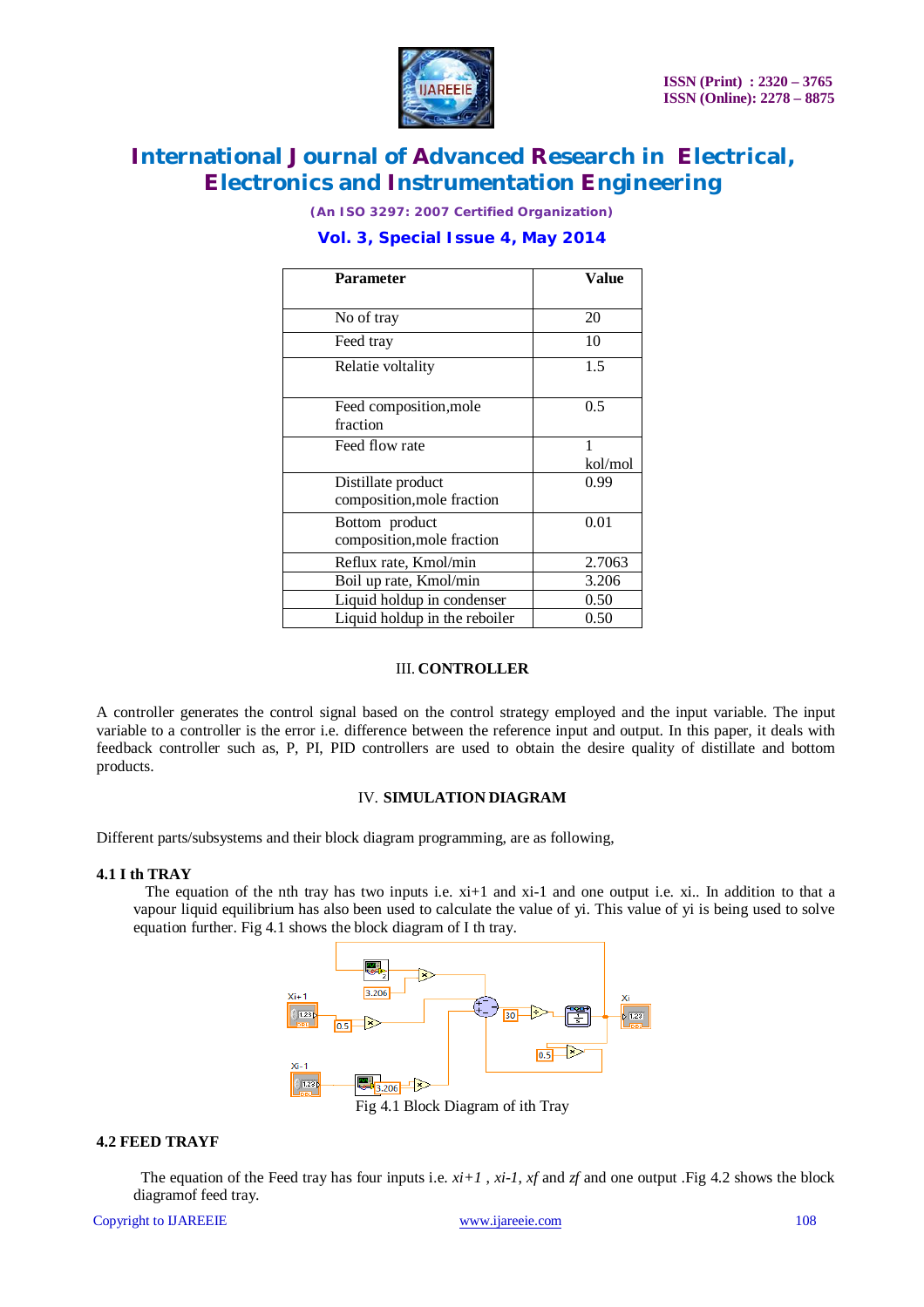| Parameter | Value |
|---|---|
| No of tray | 20 |
| Feed tray | 10 |
| Relatie voltality | 1.5 |
| Feed composition,mole fraction | 0.5 |
| Feed flow rate | 1 kol/mol |
| Distillate product composition,mole fraction | 0.99 |
| Bottom product composition,mole fraction | 0.01 |
| Reflux rate, Kmol/min | 2.7063 |
| Boil up rate, Kmol/min | 3.206 |
| Liquid holdup in condenser | 0.50 |
| Liquid holdup in the reboiler | 0.50 |

## III. CONTROLLER

A controller generates the control signal based on the control strategy employed and the input variable. The input variable to a controller is the error i.e. difference between the reference input and output. In this paper, it deals with feedback controller such as, P, PI, PID controllers are used to obtain the desire quality of distillate and bottom products.

## IV. SIMULATION DIAGRAM

Different parts/subsystems and their block diagram programming, are as following,

### 4.1 I th TRAY

The equation of the nth tray has two inputs i.e. xi+1 and xi-1 and one output i.e. xi.. In addition to that a vapour liquid equilibrium has also been used to calculate the value of yi. This value of yi is being used to solve equation further. Fig 4.1 shows the block diagram of I th tray.

Fig 4.1 Block Diagram of ith Tray

### 4.2 FEED TRAYF

The equation of the Feed tray has four inputs i.e. *xi+1* , *xi-1*, *xf* and *zf* and one output .Fig 4.2 shows the block diagramof feed tray.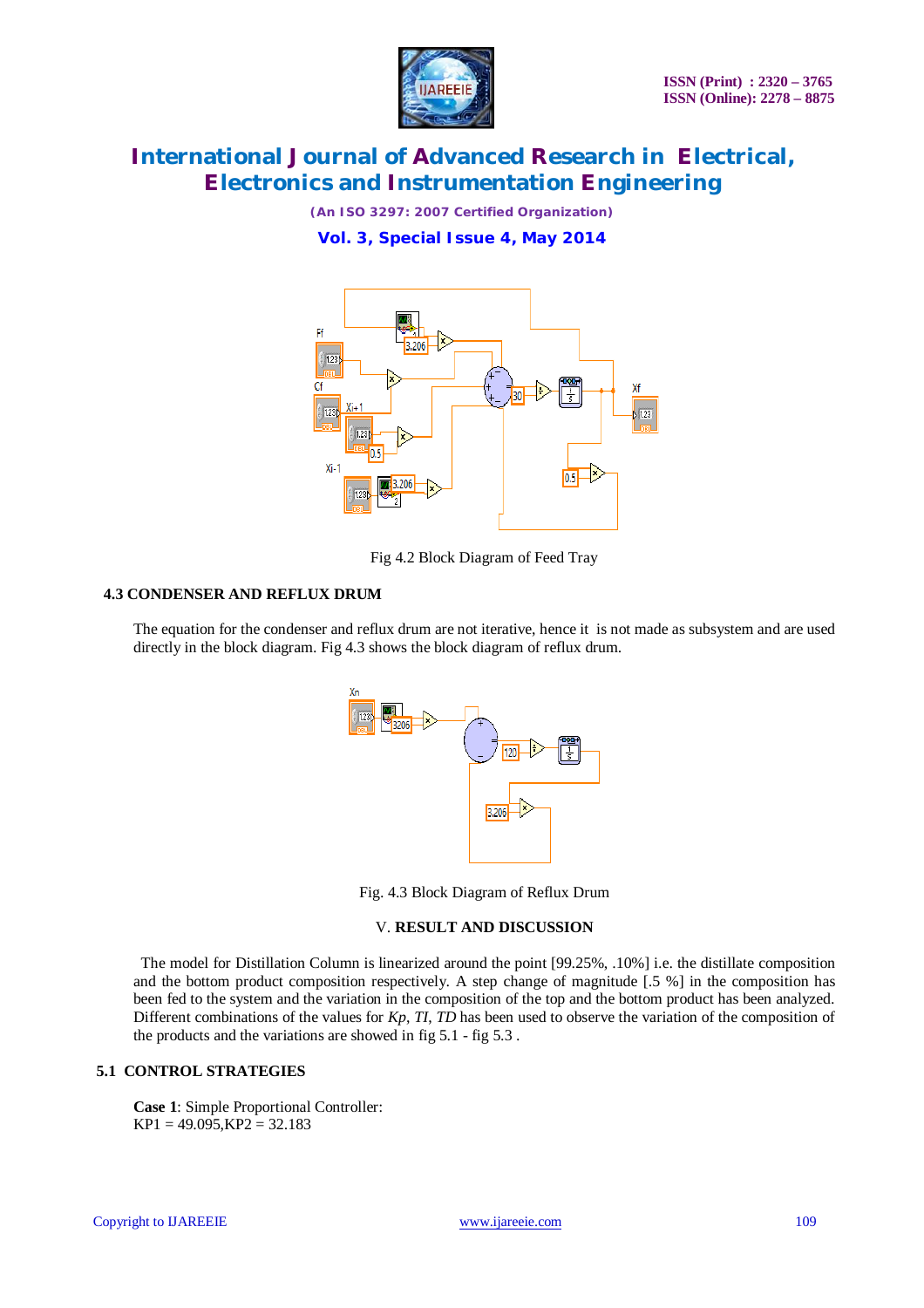Fig 4.2 Block Diagram of Feed Tray

### 4.3 CONDENSER AND REFLUX DRUM

The equation for the condenser and reflux drum are not iterative, hence it is not made as subsystem and are used directly in the block diagram. Fig 4.3 shows the block diagram of reflux drum.

Fig. 4.3 Block Diagram of Reflux Drum

## V. RESULT AND DISCUSSION

The model for Distillation Column is linearized around the point [99.25%, .10%] i.e. the distillate composition and the bottom product composition respectively. A step change of magnitude [.5 %] in the composition has been fed to the system and the variation in the composition of the top and the bottom product has been analyzed. Different combinations of the values for *Kp*, *TI*, *TD* has been used to observe the variation of the composition of the products and the variations are showed in fig 5.1 - fig 5.3 .

### 5.1 CONTROL STRATEGIES

**Case 1**: Simple Proportional Controller:
KP1 = 49.095,KP2 = 32.183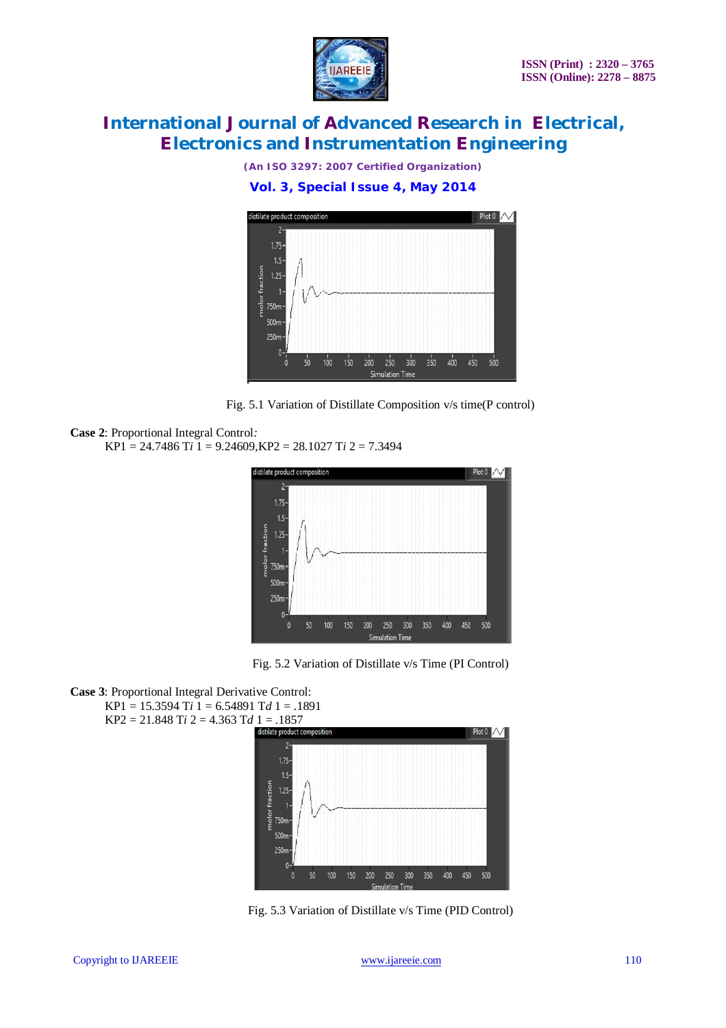Fig. 5.1 Variation of Distillate Composition v/s time(P control)

**Case 2**: Proportional Integral Control*:*

KP1 = 24.7486 T*i* 1 = 9.24609,KP2 = 28.1027 T*i* 2 = 7.3494

Fig. 5.2 Variation of Distillate v/s Time (PI Control)

**Case 3**: Proportional Integral Derivative Control:

KP1 = 15.3594 T*i* 1 = 6.54891 T*d* 1 = .1891

KP2 = 21.848 T*i* 2 = 4.363 T*d* 1 = .1857

Fig. 5.3 Variation of Distillate v/s Time (PID Control)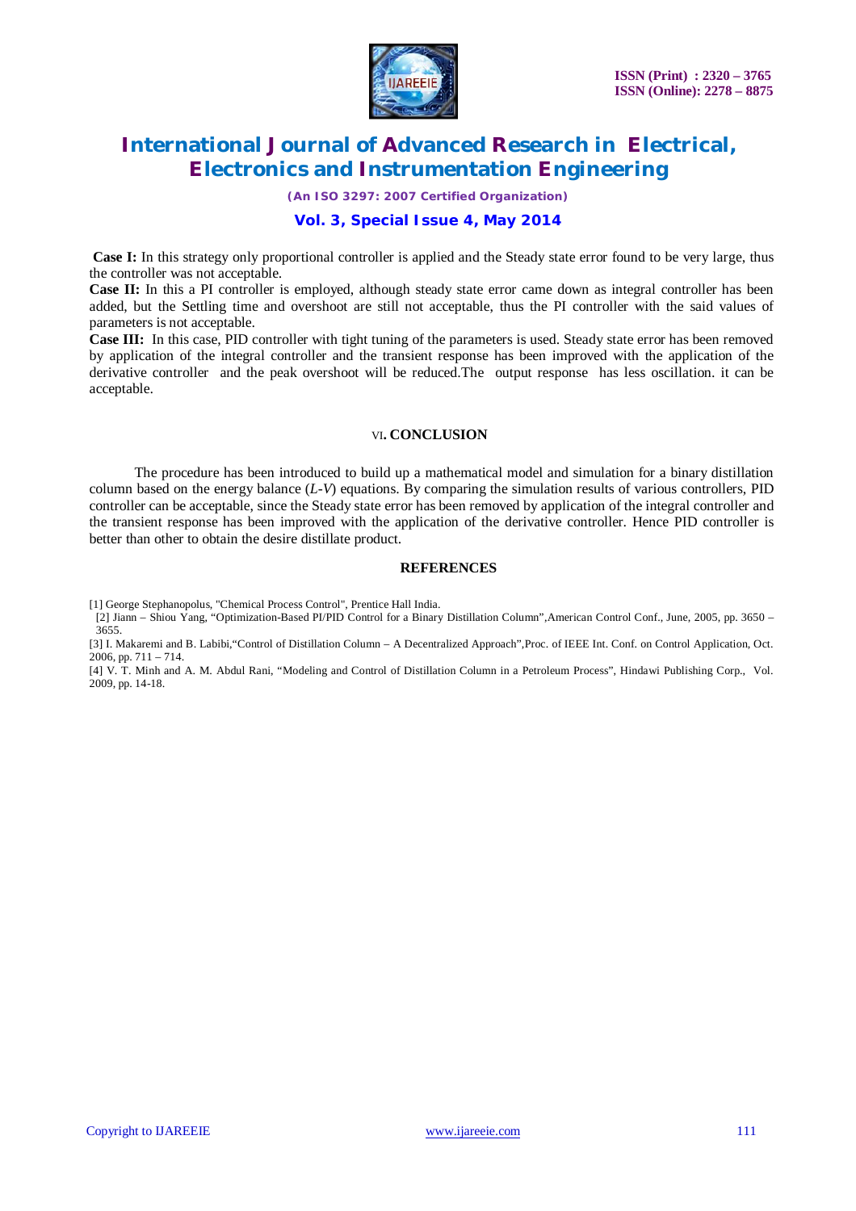**Case I:** In this strategy only proportional controller is applied and the Steady state error found to be very large, thus the controller was not acceptable.

**Case II:** In this a PI controller is employed, although steady state error came down as integral controller has been added, but the Settling time and overshoot are still not acceptable, thus the PI controller with the said values of parameters is not acceptable.

**Case III:** In this case, PID controller with tight tuning of the parameters is used. Steady state error has been removed by application of the integral controller and the transient response has been improved with the application of the derivative controller and the peak overshoot will be reduced.The output response has less oscillation. it can be acceptable.

## VI. CONCLUSION

The procedure has been introduced to build up a mathematical model and simulation for a binary distillation column based on the energy balance (*L-V*) equations. By comparing the simulation results of various controllers, PID controller can be acceptable, since the Steady state error has been removed by application of the integral controller and the transient response has been improved with the application of the derivative controller. Hence PID controller is better than other to obtain the desire distillate product.

## REFERENCES

[1] George Stephanopolus, "Chemical Process Control", Prentice Hall India.

[2] Jiann – Shiou Yang, "Optimization-Based PI/PID Control for a Binary Distillation Column",American Control Conf., June, 2005, pp. 3650 – 3655.

[3] I. Makaremi and B. Labibi,"Control of Distillation Column – A Decentralized Approach",Proc. of IEEE Int. Conf. on Control Application, Oct. 2006, pp. 711 – 714.

[4] V. T. Minh and A. M. Abdul Rani, "Modeling and Control of Distillation Column in a Petroleum Process", Hindawi Publishing Corp., Vol. 2009, pp. 14-18.